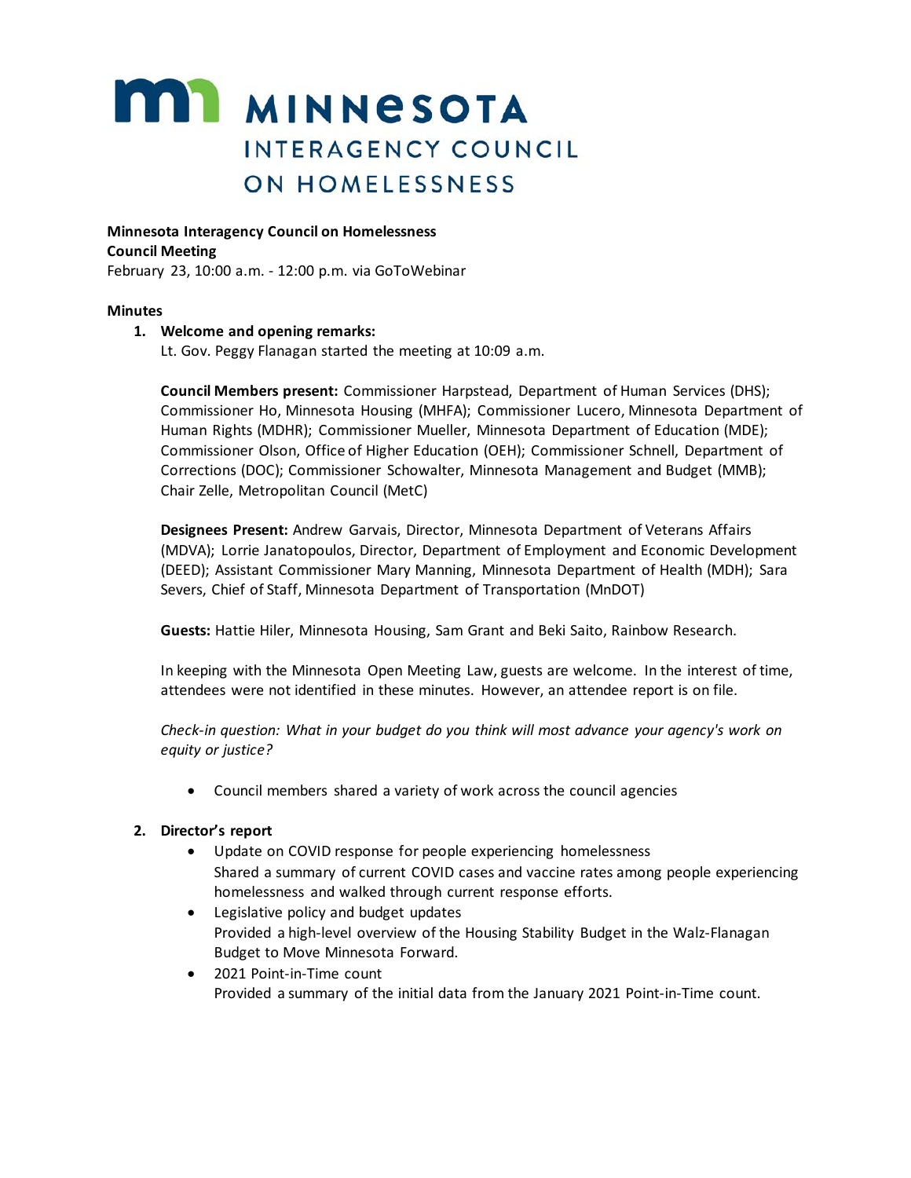# MINNESOTA INTERAGENCY COUNCIL ON HOMELESSNESS

**Minnesota Interagency Council on Homelessness**
**Council Meeting**
February 23, 10:00 a.m. - 12:00 p.m. via GoToWebinar

**Minutes**

1. **Welcome and opening remarks:**
   Lt. Gov. Peggy Flanagan started the meeting at 10:09 a.m.

   **Council Members present:** Commissioner Harpstead, Department of Human Services (DHS); Commissioner Ho, Minnesota Housing (MHFA); Commissioner Lucero, Minnesota Department of Human Rights (MDHR); Commissioner Mueller, Minnesota Department of Education (MDE); Commissioner Olson, Office of Higher Education (OEH); Commissioner Schnell, Department of Corrections (DOC); Commissioner Schowalter, Minnesota Management and Budget (MMB); Chair Zelle, Metropolitan Council (MetC)

   **Designees Present:** Andrew Garvais, Director, Minnesota Department of Veterans Affairs (MDVA); Lorrie Janatopoulos, Director, Department of Employment and Economic Development (DEED); Assistant Commissioner Mary Manning, Minnesota Department of Health (MDH); Sara Severs, Chief of Staff, Minnesota Department of Transportation (MnDOT)

   **Guests:** Hattie Hiler, Minnesota Housing, Sam Grant and Beki Saito, Rainbow Research.

   In keeping with the Minnesota Open Meeting Law, guests are welcome. In the interest of time, attendees were not identified in these minutes. However, an attendee report is on file.

   *Check-in question: What in your budget do you think will most advance your agency's work on equity or justice?*

   - Council members shared a variety of work across the council agencies

2. **Director's report**
   - Update on COVID response for people experiencing homelessness
     Shared a summary of current COVID cases and vaccine rates among people experiencing homelessness and walked through current response efforts.
   - Legislative policy and budget updates
     Provided a high-level overview of the Housing Stability Budget in the Walz-Flanagan Budget to Move Minnesota Forward.
   - 2021 Point-in-Time count
     Provided a summary of the initial data from the January 2021 Point-in-Time count.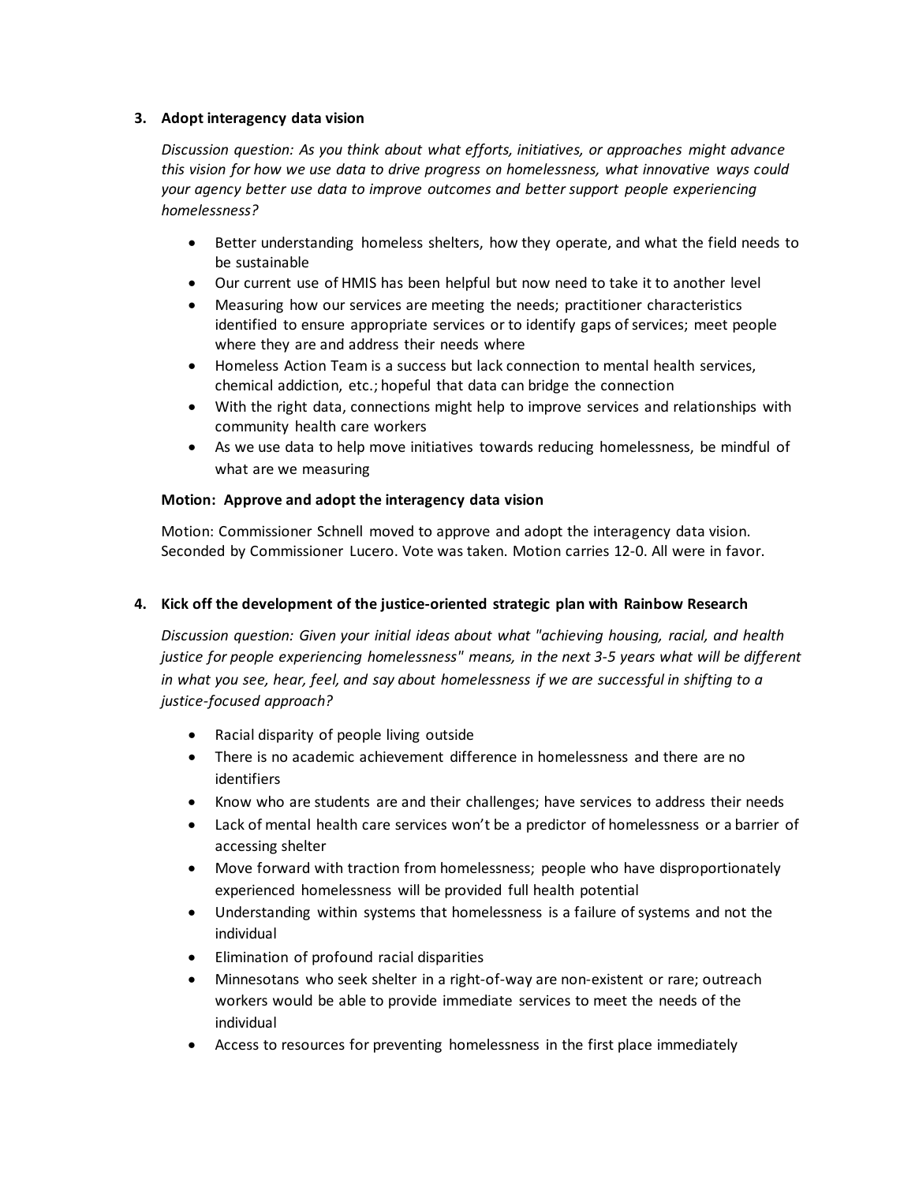**3. Adopt interagency data vision**

*Discussion question: As you think about what efforts, initiatives, or approaches might advance this vision for how we use data to drive progress on homelessness, what innovative ways could your agency better use data to improve outcomes and better support people experiencing homelessness?*

- Better understanding homeless shelters, how they operate, and what the field needs to be sustainable
- Our current use of HMIS has been helpful but now need to take it to another level
- Measuring how our services are meeting the needs; practitioner characteristics identified to ensure appropriate services or to identify gaps of services; meet people where they are and address their needs where
- Homeless Action Team is a success but lack connection to mental health services, chemical addiction, etc.; hopeful that data can bridge the connection
- With the right data, connections might help to improve services and relationships with community health care workers
- As we use data to help move initiatives towards reducing homelessness, be mindful of what are we measuring

**Motion: Approve and adopt the interagency data vision**

Motion: Commissioner Schnell moved to approve and adopt the interagency data vision. Seconded by Commissioner Lucero. Vote was taken. Motion carries 12-0. All were in favor.

**4. Kick off the development of the justice-oriented strategic plan with Rainbow Research**

*Discussion question: Given your initial ideas about what "achieving housing, racial, and health justice for people experiencing homelessness" means, in the next 3-5 years what will be different in what you see, hear, feel, and say about homelessness if we are successful in shifting to a justice-focused approach?*

- Racial disparity of people living outside
- There is no academic achievement difference in homelessness and there are no identifiers
- Know who are students are and their challenges; have services to address their needs
- Lack of mental health care services won't be a predictor of homelessness or a barrier of accessing shelter
- Move forward with traction from homelessness; people who have disproportionately experienced homelessness will be provided full health potential
- Understanding within systems that homelessness is a failure of systems and not the individual
- Elimination of profound racial disparities
- Minnesotans who seek shelter in a right-of-way are non-existent or rare; outreach workers would be able to provide immediate services to meet the needs of the individual
- Access to resources for preventing homelessness in the first place immediately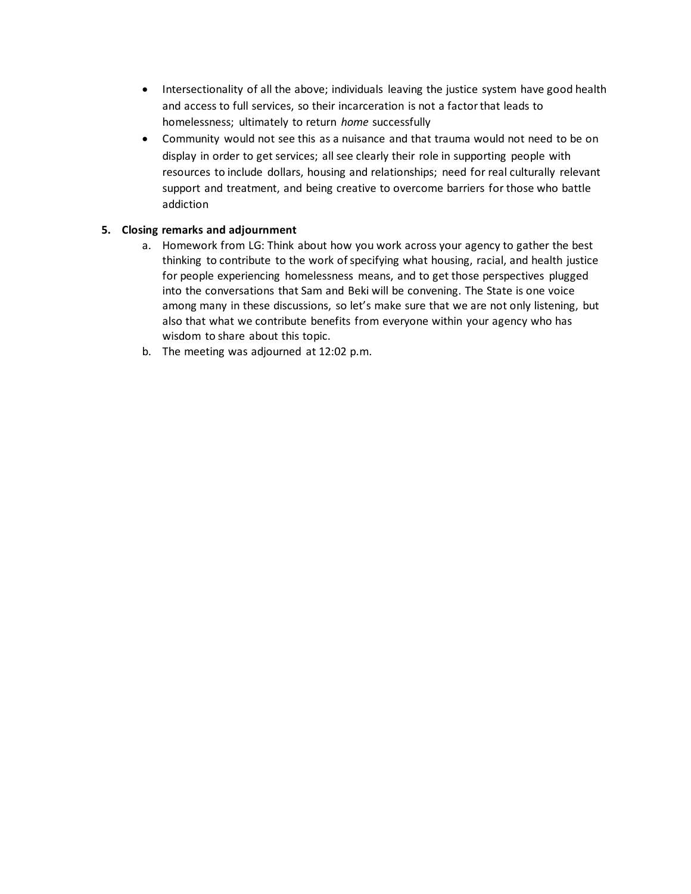- Intersectionality of all the above; individuals leaving the justice system have good health and access to full services, so their incarceration is not a factor that leads to homelessness; ultimately to return *home* successfully
- Community would not see this as a nuisance and that trauma would not need to be on display in order to get services; all see clearly their role in supporting people with resources to include dollars, housing and relationships; need for real culturally relevant support and treatment, and being creative to overcome barriers for those who battle addiction

**5. Closing remarks and adjournment**

a. Homework from LG: Think about how you work across your agency to gather the best thinking to contribute to the work of specifying what housing, racial, and health justice for people experiencing homelessness means, and to get those perspectives plugged into the conversations that Sam and Beki will be convening. The State is one voice among many in these discussions, so let's make sure that we are not only listening, but also that what we contribute benefits from everyone within your agency who has wisdom to share about this topic.

b. The meeting was adjourned at 12:02 p.m.